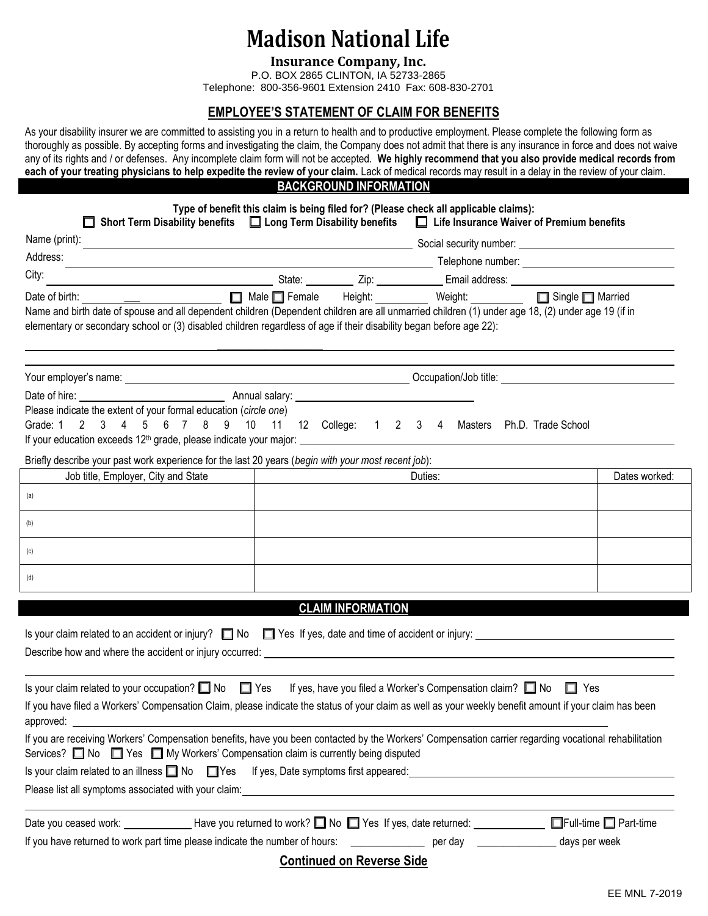# Madison National Life

**Insurance Company, Inc.**

P.O. BOX 2865 CLINTON, IA 52733-2865

Telephone: 800-356-9601 Extension 2410 Fax: 608-830-2701

## EMPLOYEE'S STATEMENT OF CLAIM FOR BENEFITS

As your disability insurer we are committed to assisting you in a return to health and to productive employment. Please complete the following form as thoroughly as possible. By accepting forms and investigating the claim, the Company does not admit that there is any insurance in force and does not waive any of its rights and / or defenses. Any incomplete claim form will not be accepted. **We highly recommend that you also provide medical records from each of your treating physicians to help expedite the review of your claim.** Lack of medical records may result in a delay in the review of your claim.

### BACKGROUND INFORMATION

**Type of benefit this claim is being filed for? (Please check all applicable claims):**

☐ **Short Term Disability benefits** ☐ **Long Term Disability benefits** ☐ **Life Insurance Waiver of Premium benefits**

Name (print): ______________________ Social security number: ______________________

Address: ______________________ Telephone number: ______________________

City: ______________________ State: ________ Zip: ____________ Email address: ______________________

Date of birth: ______________ ☐ Male ☐ Female Height: __________ Weight: __________ ☐ Single ☐ Married

Name and birth date of spouse and all dependent children (Dependent children are all unmarried children (1) under age 18, (2) under age 19 (if in elementary or secondary school or (3) disabled children regardless of age if their disability began before age 22):

______________________________________________________________________

______________________________________________________________________

Your employer's name: ______________________ Occupation/Job title: ______________________

Date of hire: ______________________ Annual salary: ______________________

Please indicate the extent of your formal education (*circle one*)

Grade: 1 2 3 4 5 6 7 8 9 10 11 12 College: 1 2 3 4 Masters Ph.D. Trade School

If your education exceeds 12th grade, please indicate your major: ______________________

Briefly describe your past work experience for the last 20 years (*begin with your most recent job*):

| Job title, Employer, City and State | Duties: | Dates worked: |
|---|---|---|
| (a) | | |
| (b) | | |
| (c) | | |
| (d) | | |

### CLAIM INFORMATION

Is your claim related to an accident or injury? ☐ No ☐ Yes If yes, date and time of accident or injury: ______________________

Describe how and where the accident or injury occurred: ______________________

______________________________________________________________________

Is your claim related to your occupation? ☐ No ☐ Yes If yes, have you filed a Worker's Compensation claim? ☐ No ☐ Yes

If you have filed a Workers' Compensation Claim, please indicate the status of your claim as well as your weekly benefit amount if your claim has been approved: ______________________

If you are receiving Workers' Compensation benefits, have you been contacted by the Workers' Compensation carrier regarding vocational rehabilitation Services? ☐ No ☐ Yes ☐ My Workers' Compensation claim is currently being disputed

Is your claim related to an illness ☐ No ☐ Yes If yes, Date symptoms first appeared: ______________________

Please list all symptoms associated with your claim: ______________________

______________________________________________________________________

Date you ceased work: ____________ Have you returned to work? ☐ No ☐ Yes If yes, date returned: ____________ ☐ Full-time ☐ Part-time

If you have returned to work part time please indicate the number of hours: ______________ per day ______________ days per week

**Continued on Reverse Side**

EE MNL 7-2019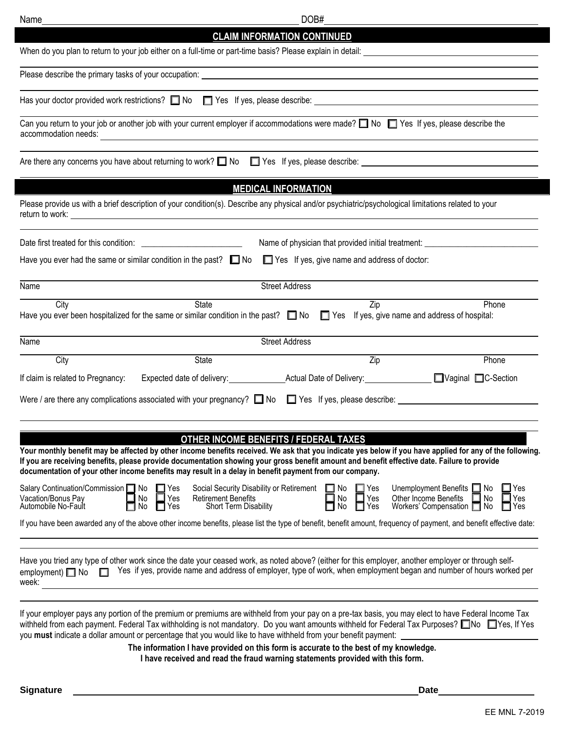Name _______________ DOB# _______________

## CLAIM INFORMATION CONTINUED

When do you plan to return to your job either on a full-time or part-time basis? Please explain in detail: _______________

Please describe the primary tasks of your occupation: _______________

Has your doctor provided work restrictions? ☐ No ☐ Yes If yes, please describe: _______________

Can you return to your job or another job with your current employer if accommodations were made? ☐ No ☐ Yes If yes, please describe the accommodation needs: _______________

Are there any concerns you have about returning to work? ☐ No ☐ Yes If yes, please describe: _______________

## MEDICAL INFORMATION

Please provide us with a brief description of your condition(s). Describe any physical and/or psychiatric/psychological limitations related to your return to work: _______________

Date first treated for this condition: _______________ Name of physician that provided initial treatment: _______________

Have you ever had the same or similar condition in the past? ☐ No ☐ Yes If yes, give name and address of doctor:

| Name | Street Address | | |
|---|---|---|---|
| City | State | Zip | Phone |

Have you ever been hospitalized for the same or similar condition in the past? ☐ No ☐ Yes If yes, give name and address of hospital:

| Name | Street Address | | |
|---|---|---|---|
| City | State | Zip | Phone |

If claim is related to Pregnancy: Expected date of delivery: _______________ Actual Date of Delivery: _______________ ☐ Vaginal ☐ C-Section

Were / are there any complications associated with your pregnancy? ☐ No ☐ Yes If yes, please describe: _______________

## OTHER INCOME BENEFITS / FEDERAL TAXES

**Your monthly benefit may be affected by other income benefits received. We ask that you indicate yes below if you have applied for any of the following. If you are receiving benefits, please provide documentation showing your gross benefit amount and benefit effective date. Failure to provide documentation of your other income benefits may result in a delay in benefit payment from our company.**

| | | | | | | | | |
|---|---|---|---|---|---|---|---|---|
| Salary Continuation/Commission | ☐ No | ☐ Yes | Social Security Disability or Retirement | ☐ No | ☐ Yes | Unemployment Benefits | ☐ No | ☐ Yes |
| Vacation/Bonus Pay | ☐ No | ☐ Yes | Retirement Benefits | ☐ No | ☐ Yes | Other Income Benefits | ☐ No | ☐ Yes |
| Automobile No-Fault | ☐ No | ☐ Yes | Short Term Disability | ☐ No | ☐ Yes | Workers' Compensation | ☐ No | ☐ Yes |

If you have been awarded any of the above other income benefits, please list the type of benefit, benefit amount, frequency of payment, and benefit effective date: _______________

Have you tried any type of other work since the date your ceased work, as noted above? (either for this employer, another employer or through self-employment) ☐ No ☐ Yes if yes, provide name and address of employer, type of work, when employment began and number of hours worked per week: _______________

If your employer pays any portion of the premium or premiums are withheld from your pay on a pre-tax basis, you may elect to have Federal Income Tax withheld from each payment. Federal Tax withholding is not mandatory. Do you want amounts withheld for Federal Tax Purposes? ☐ No ☐ Yes, If Yes you **must** indicate a dollar amount or percentage that you would like to have withheld from your benefit payment: _______________

**The information I have provided on this form is accurate to the best of my knowledge.**
**I have received and read the fraud warning statements provided with this form.**

**Signature** _______________ **Date** _______________

EE MNL 7-2019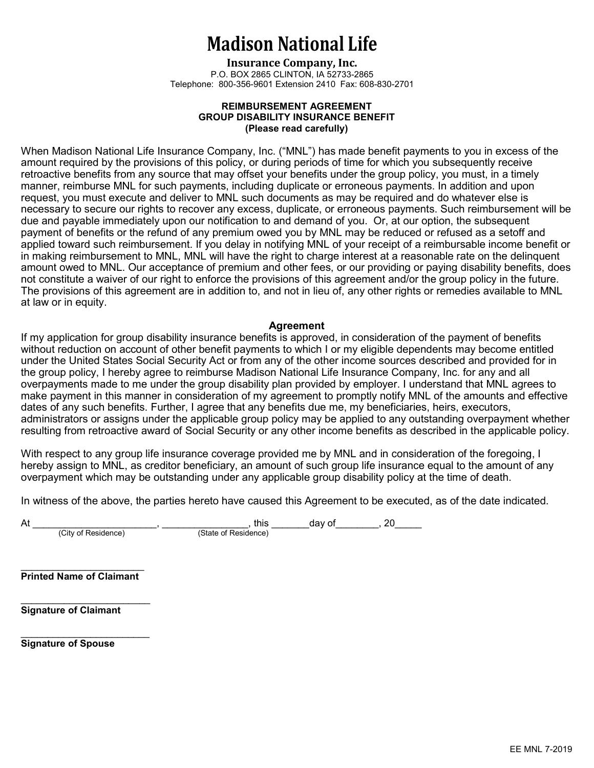# Madison National Life

**Insurance Company, Inc.**

P.O. BOX 2865 CLINTON, IA 52733-2865

Telephone: 800-356-9601 Extension 2410 Fax: 608-830-2701

**REIMBURSEMENT AGREEMENT**
**GROUP DISABILITY INSURANCE BENEFIT**
**(Please read carefully)**

When Madison National Life Insurance Company, Inc. ("MNL") has made benefit payments to you in excess of the amount required by the provisions of this policy, or during periods of time for which you subsequently receive retroactive benefits from any source that may offset your benefits under the group policy, you must, in a timely manner, reimburse MNL for such payments, including duplicate or erroneous payments. In addition and upon request, you must execute and deliver to MNL such documents as may be required and do whatever else is necessary to secure our rights to recover any excess, duplicate, or erroneous payments. Such reimbursement will be due and payable immediately upon our notification to and demand of you. Or, at our option, the subsequent payment of benefits or the refund of any premium owed you by MNL may be reduced or refused as a setoff and applied toward such reimbursement. If you delay in notifying MNL of your receipt of a reimbursable income benefit or in making reimbursement to MNL, MNL will have the right to charge interest at a reasonable rate on the delinquent amount owed to MNL. Our acceptance of premium and other fees, or our providing or paying disability benefits, does not constitute a waiver of our right to enforce the provisions of this agreement and/or the group policy in the future. The provisions of this agreement are in addition to, and not in lieu of, any other rights or remedies available to MNL at law or in equity.

**Agreement**

If my application for group disability insurance benefits is approved, in consideration of the payment of benefits without reduction on account of other benefit payments to which I or my eligible dependents may become entitled under the United States Social Security Act or from any of the other income sources described and provided for in the group policy, I hereby agree to reimburse Madison National Life Insurance Company, Inc. for any and all overpayments made to me under the group disability plan provided by employer. I understand that MNL agrees to make payment in this manner in consideration of my agreement to promptly notify MNL of the amounts and effective dates of any such benefits. Further, I agree that any benefits due me, my beneficiaries, heirs, executors, administrators or assigns under the applicable group policy may be applied to any outstanding overpayment whether resulting from retroactive award of Social Security or any other income benefits as described in the applicable policy.

With respect to any group life insurance coverage provided me by MNL and in consideration of the foregoing, I hereby assign to MNL, as creditor beneficiary, an amount of such group life insurance equal to the amount of any overpayment which may be outstanding under any applicable group disability policy at the time of death.

In witness of the above, the parties hereto have caused this Agreement to be executed, as of the date indicated.

At ______________________, _______________, this _______day of________, 20_____
(City of Residence) (State of Residence)

________________________
**Printed Name of Claimant**

________________________
**Signature of Claimant**

________________________
**Signature of Spouse**

EE MNL 7-2019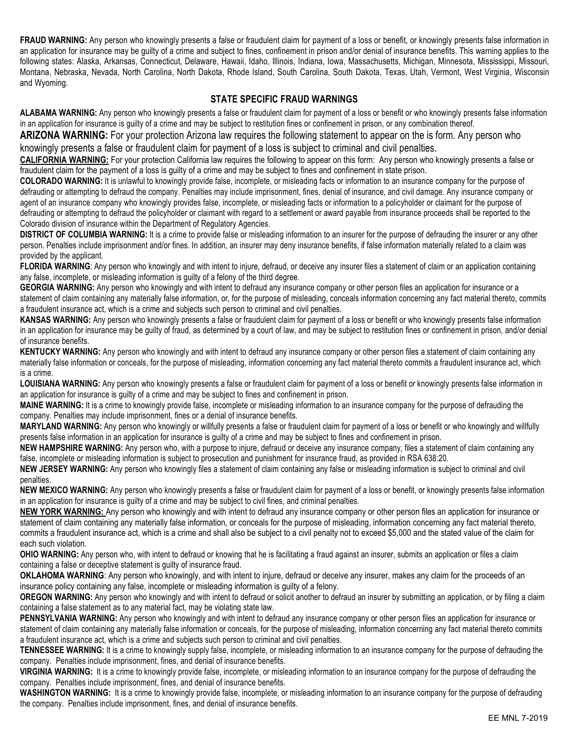**FRAUD WARNING:** Any person who knowingly presents a false or fraudulent claim for payment of a loss or benefit, or knowingly presents false information in an application for insurance may be guilty of a crime and subject to fines, confinement in prison and/or denial of insurance benefits. This warning applies to the following states: Alaska, Arkansas, Connecticut, Delaware, Hawaii, Idaho, Illinois, Indiana, Iowa, Massachusetts, Michigan, Minnesota, Mississippi, Missouri, Montana, Nebraska, Nevada, North Carolina, North Dakota, Rhode Island, South Carolina, South Dakota, Texas, Utah, Vermont, West Virginia, Wisconsin and Wyoming.

## STATE SPECIFIC FRAUD WARNINGS

**ALABAMA WARNING:** Any person who knowingly presents a false or fraudulent claim for payment of a loss or benefit or who knowingly presents false information in an application for insurance is guilty of a crime and may be subject to restitution fines or confinement in prison, or any combination thereof.

**ARIZONA WARNING:** For your protection Arizona law requires the following statement to appear on the is form. Any person who knowingly presents a false or fraudulent claim for payment of a loss is subject to criminal and civil penalties.

**CALIFORNIA WARNING:** For your protection California law requires the following to appear on this form: Any person who knowingly presents a false or fraudulent claim for the payment of a loss is guilty of a crime and may be subject to fines and confinement in state prison.

**COLORADO WARNING:** It is unlawful to knowingly provide false, incomplete, or misleading facts or information to an insurance company for the purpose of defrauding or attempting to defraud the company. Penalties may include imprisonment, fines, denial of insurance, and civil damage. Any insurance company or agent of an insurance company who knowingly provides false, incomplete, or misleading facts or information to a policyholder or claimant for the purpose of defrauding or attempting to defraud the policyholder or claimant with regard to a settlement or award payable from insurance proceeds shall be reported to the Colorado division of insurance within the Department of Regulatory Agencies.

**DISTRICT OF COLUMBIA WARNING:** It is a crime to provide false or misleading information to an insurer for the purpose of defrauding the insurer or any other person. Penalties include imprisonment and/or fines. In addition, an insurer may deny insurance benefits, if false information materially related to a claim was provided by the applicant.

**FLORIDA WARNING**: Any person who knowingly and with intent to injure, defraud, or deceive any insurer files a statement of claim or an application containing any false, incomplete, or misleading information is guilty of a felony of the third degree.

**GEORGIA WARNING:** Any person who knowingly and with intent to defraud any insurance company or other person files an application for insurance or a statement of claim containing any materially false information, or, for the purpose of misleading, conceals information concerning any fact material thereto, commits a fraudulent insurance act, which is a crime and subjects such person to criminal and civil penalties.

**KANSAS WARNING:** Any person who knowingly presents a false or fraudulent claim for payment of a loss or benefit or who knowingly presents false information in an application for insurance may be guilty of fraud, as determined by a court of law, and may be subject to restitution fines or confinement in prison, and/or denial of insurance benefits.

**KENTUCKY WARNING:** Any person who knowingly and with intent to defraud any insurance company or other person files a statement of claim containing any materially false information or conceals, for the purpose of misleading, information concerning any fact material thereto commits a fraudulent insurance act, which is a crime.

**LOUISIANA WARNING:** Any person who knowingly presents a false or fraudulent claim for payment of a loss or benefit or knowingly presents false information in an application for insurance is guilty of a crime and may be subject to fines and confinement in prison.

**MAINE WARNING:** It is a crime to knowingly provide false, incomplete or misleading information to an insurance company for the purpose of defrauding the company. Penalties may include imprisonment, fines or a denial of insurance benefits.

**MARYLAND WARNING:** Any person who knowingly or willfully presents a false or fraudulent claim for payment of a loss or benefit or who knowingly and willfully presents false information in an application for insurance is guilty of a crime and may be subject to fines and confinement in prison.

**NEW HAMPSHIRE WARNING:** Any person who, with a purpose to injure, defraud or deceive any insurance company, files a statement of claim containing any false, incomplete or misleading information is subject to prosecution and punishment for insurance fraud, as provided in RSA 638:20.

**NEW JERSEY WARNING:** Any person who knowingly files a statement of claim containing any false or misleading information is subject to criminal and civil penalties.

**NEW MEXICO WARNING:** Any person who knowingly presents a false or fraudulent claim for payment of a loss or benefit, or knowingly presents false information in an application for insurance is guilty of a crime and may be subject to civil fines, and criminal penalties.

**NEW YORK WARNING:** Any person who knowingly and with intent to defraud any insurance company or other person files an application for insurance or statement of claim containing any materially false information, or conceals for the purpose of misleading, information concerning any fact material thereto, commits a fraudulent insurance act, which is a crime and shall also be subject to a civil penalty not to exceed $5,000 and the stated value of the claim for each such violation.

**OHIO WARNING:** Any person who, with intent to defraud or knowing that he is facilitating a fraud against an insurer, submits an application or files a claim containing a false or deceptive statement is guilty of insurance fraud.

**OKLAHOMA WARNING**: Any person who knowingly, and with intent to injure, defraud or deceive any insurer, makes any claim for the proceeds of an insurance policy containing any false, incomplete or misleading information is guilty of a felony.

**OREGON WARNING:** Any person who knowingly and with intent to defraud or solicit another to defraud an insurer by submitting an application, or by filing a claim containing a false statement as to any material fact, may be violating state law.

**PENNSYLVANIA WARNING:** Any person who knowingly and with intent to defraud any insurance company or other person files an application for insurance or statement of claim containing any materially false information or conceals, for the purpose of misleading, information concerning any fact material thereto commits a fraudulent insurance act, which is a crime and subjects such person to criminal and civil penalties.

**TENNESSEE WARNING:** It is a crime to knowingly supply false, incomplete, or misleading information to an insurance company for the purpose of defrauding the company. Penalties include imprisonment, fines, and denial of insurance benefits.

**VIRGINIA WARNING:** It is a crime to knowingly provide false, incomplete, or misleading information to an insurance company for the purpose of defrauding the company. Penalties include imprisonment, fines, and denial of insurance benefits.

**WASHINGTON WARNING:** It is a crime to knowingly provide false, incomplete, or misleading information to an insurance company for the purpose of defrauding the company. Penalties include imprisonment, fines, and denial of insurance benefits.

EE MNL 7-2019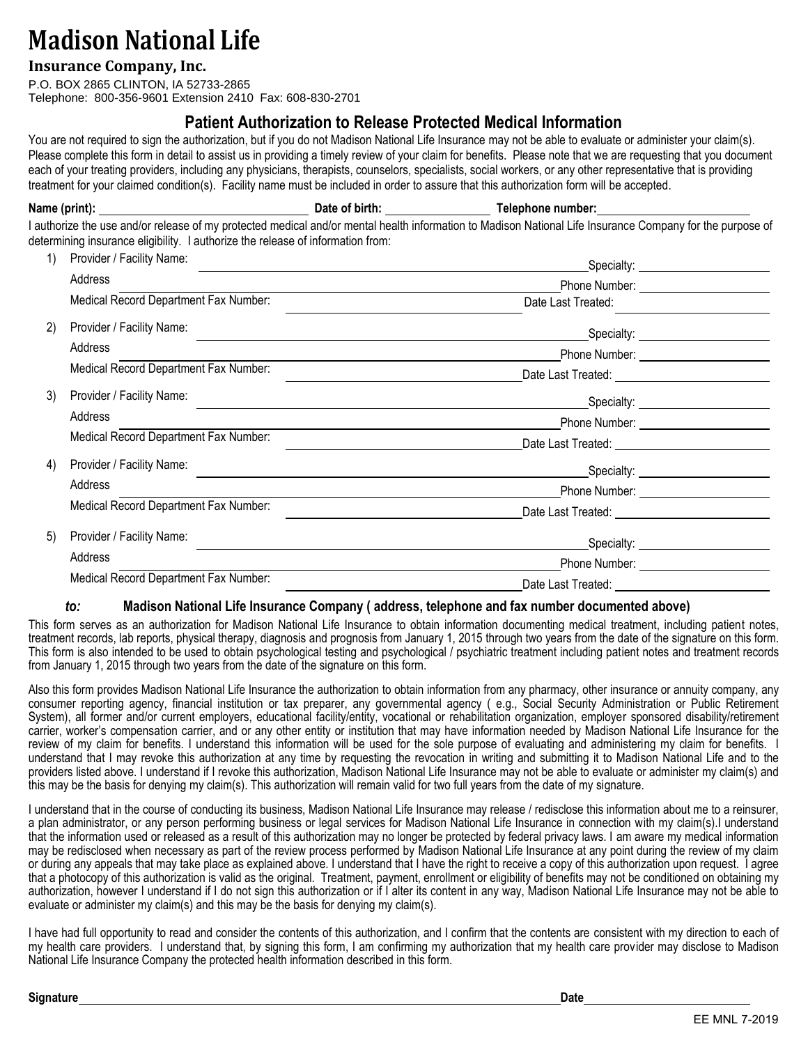# Madison National Life

**Insurance Company, Inc.**

P.O. BOX 2865 CLINTON, IA 52733-2865
Telephone: 800-356-9601 Extension 2410 Fax: 608-830-2701

## Patient Authorization to Release Protected Medical Information

You are not required to sign the authorization, but if you do not Madison National Life Insurance may not be able to evaluate or administer your claim(s). Please complete this form in detail to assist us in providing a timely review of your claim for benefits. Please note that we are requesting that you document each of your treating providers, including any physicians, therapists, counselors, specialists, social workers, or any other representative that is providing treatment for your claimed condition(s). Facility name must be included in order to assure that this authorization form will be accepted.

**Name (print):** ______________________ **Date of birth:** ______________ **Telephone number:** ______________________

I authorize the use and/or release of my protected medical and/or mental health information to Madison National Life Insurance Company for the purpose of determining insurance eligibility. I authorize the release of information from:

1) Provider / Facility Name: ______________________ Specialty: ______________
   Address ______________________ Phone Number: ______________
   Medical Record Department Fax Number: ______________ Date Last Treated: ______________

2) Provider / Facility Name: ______________________ Specialty: ______________
   Address ______________________ Phone Number: ______________
   Medical Record Department Fax Number: ______________ Date Last Treated: ______________

3) Provider / Facility Name: ______________________ Specialty: ______________
   Address ______________________ Phone Number: ______________
   Medical Record Department Fax Number: ______________ Date Last Treated: ______________

4) Provider / Facility Name: ______________________ Specialty: ______________
   Address ______________________ Phone Number: ______________
   Medical Record Department Fax Number: ______________ Date Last Treated: ______________

5) Provider / Facility Name: ______________________ Specialty: ______________
   Address ______________________ Phone Number: ______________
   Medical Record Department Fax Number: ______________ Date Last Treated: ______________

***to:*** **Madison National Life Insurance Company ( address, telephone and fax number documented above)**

This form serves as an authorization for Madison National Life Insurance to obtain information documenting medical treatment, including patient notes, treatment records, lab reports, physical therapy, diagnosis and prognosis from January 1, 2015 through two years from the date of the signature on this form. This form is also intended to be used to obtain psychological testing and psychological / psychiatric treatment including patient notes and treatment records from January 1, 2015 through two years from the date of the signature on this form.

Also this form provides Madison National Life Insurance the authorization to obtain information from any pharmacy, other insurance or annuity company, any consumer reporting agency, financial institution or tax preparer, any governmental agency ( e.g., Social Security Administration or Public Retirement System), all former and/or current employers, educational facility/entity, vocational or rehabilitation organization, employer sponsored disability/retirement carrier, worker's compensation carrier, and or any other entity or institution that may have information needed by Madison National Life Insurance for the review of my claim for benefits. I understand this information will be used for the sole purpose of evaluating and administering my claim for benefits. I understand that I may revoke this authorization at any time by requesting the revocation in writing and submitting it to Madison National Life and to the providers listed above. I understand if I revoke this authorization, Madison National Life Insurance may not be able to evaluate or administer my claim(s) and this may be the basis for denying my claim(s). This authorization will remain valid for two full years from the date of my signature.

I understand that in the course of conducting its business, Madison National Life Insurance may release / redisclose this information about me to a reinsurer, a plan administrator, or any person performing business or legal services for Madison National Life Insurance in connection with my claim(s).I understand that the information used or released as a result of this authorization may no longer be protected by federal privacy laws. I am aware my medical information may be redisclosed when necessary as part of the review process performed by Madison National Life Insurance at any point during the review of my claim or during any appeals that may take place as explained above. I understand that I have the right to receive a copy of this authorization upon request. I agree that a photocopy of this authorization is valid as the original. Treatment, payment, enrollment or eligibility of benefits may not be conditioned on obtaining my authorization, however I understand if I do not sign this authorization or if I alter its content in any way, Madison National Life Insurance may not be able to evaluate or administer my claim(s) and this may be the basis for denying my claim(s).

I have had full opportunity to read and consider the contents of this authorization, and I confirm that the contents are consistent with my direction to each of my health care providers. I understand that, by signing this form, I am confirming my authorization that my health care provider may disclose to Madison National Life Insurance Company the protected health information described in this form.

**Signature** ______________________________________ **Date** ______________

EE MNL 7-2019